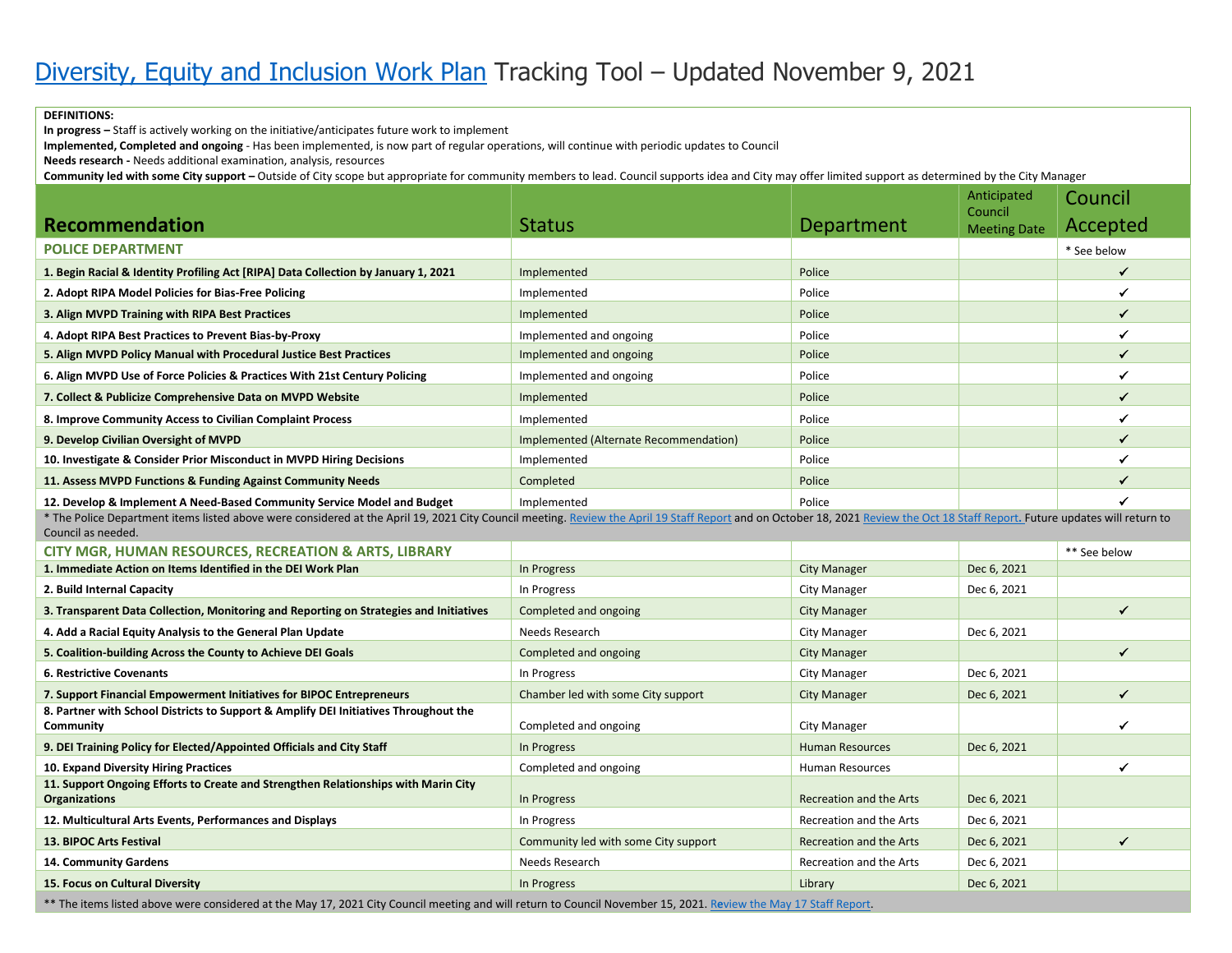# Diversity, Equity and Inclusion Work Plan Tracking Tool – Updated November 9, 2021

**DEFINITIONS:**

**In progress –** Staff is actively working on the initiative/anticipates future work to implement

**Implemented, Completed and ongoing** - Has been implemented, is now part of regular operations, will continue with periodic updates to Council

**Needs research -** Needs additional examination, analysis, resources

**Community led with some City support –** Outside of City scope but appropriate for community members to lead. Council supports idea and City may offer limited support as determined by the City Manager

| Recommendation | Status | Department | Anticipated Council Meeting Date | Council Accepted |
|---|---|---|---|---|
| **POLICE DEPARTMENT** | | | | * See below |
| **1. Begin Racial & Identity Profiling Act [RIPA] Data Collection by January 1, 2021** | Implemented | Police | | ✓ |
| **2. Adopt RIPA Model Policies for Bias-Free Policing** | Implemented | Police | | ✓ |
| **3. Align MVPD Training with RIPA Best Practices** | Implemented | Police | | ✓ |
| **4. Adopt RIPA Best Practices to Prevent Bias-by-Proxy** | Implemented and ongoing | Police | | ✓ |
| **5. Align MVPD Policy Manual with Procedural Justice Best Practices** | Implemented and ongoing | Police | | ✓ |
| **6. Align MVPD Use of Force Policies & Practices With 21st Century Policing** | Implemented and ongoing | Police | | ✓ |
| **7. Collect & Publicize Comprehensive Data on MVPD Website** | Implemented | Police | | ✓ |
| **8. Improve Community Access to Civilian Complaint Process** | Implemented | Police | | ✓ |
| **9. Develop Civilian Oversight of MVPD** | Implemented (Alternate Recommendation) | Police | | ✓ |
| **10. Investigate & Consider Prior Misconduct in MVPD Hiring Decisions** | Implemented | Police | | ✓ |
| **11. Assess MVPD Functions & Funding Against Community Needs** | Completed | Police | | ✓ |
| **12. Develop & Implement A Need-Based Community Service Model and Budget** | Implemented | Police | | ✓ |
| * The Police Department items listed above were considered at the April 19, 2021 City Council meeting. Review the April 19 Staff Report and on October 18, 2021 Review the Oct 18 Staff Report. Future updates will return to Council as needed. | | | | |
| **CITY MGR, HUMAN RESOURCES, RECREATION & ARTS, LIBRARY** | | | | ** See below |
| **1. Immediate Action on Items Identified in the DEI Work Plan** | In Progress | City Manager | Dec 6, 2021 | |
| **2. Build Internal Capacity** | In Progress | City Manager | Dec 6, 2021 | |
| **3. Transparent Data Collection, Monitoring and Reporting on Strategies and Initiatives** | Completed and ongoing | City Manager | | ✓ |
| **4. Add a Racial Equity Analysis to the General Plan Update** | Needs Research | City Manager | Dec 6, 2021 | |
| **5. Coalition-building Across the County to Achieve DEI Goals** | Completed and ongoing | City Manager | | ✓ |
| **6. Restrictive Covenants** | In Progress | City Manager | Dec 6, 2021 | |
| **7. Support Financial Empowerment Initiatives for BIPOC Entrepreneurs** | Chamber led with some City support | City Manager | Dec 6, 2021 | ✓ |
| **8. Partner with School Districts to Support & Amplify DEI Initiatives Throughout the Community** | Completed and ongoing | City Manager | | ✓ |
| **9. DEI Training Policy for Elected/Appointed Officials and City Staff** | In Progress | Human Resources | Dec 6, 2021 | |
| **10. Expand Diversity Hiring Practices** | Completed and ongoing | Human Resources | | ✓ |
| **11. Support Ongoing Efforts to Create and Strengthen Relationships with Marin City Organizations** | In Progress | Recreation and the Arts | Dec 6, 2021 | |
| **12. Multicultural Arts Events, Performances and Displays** | In Progress | Recreation and the Arts | Dec 6, 2021 | |
| **13. BIPOC Arts Festival** | Community led with some City support | Recreation and the Arts | Dec 6, 2021 | ✓ |
| **14. Community Gardens** | Needs Research | Recreation and the Arts | Dec 6, 2021 | |
| **15. Focus on Cultural Diversity** | In Progress | Library | Dec 6, 2021 | |
| ** The items listed above were considered at the May 17, 2021 City Council meeting and will return to Council November 15, 2021. Review the May 17 Staff Report. | | | | |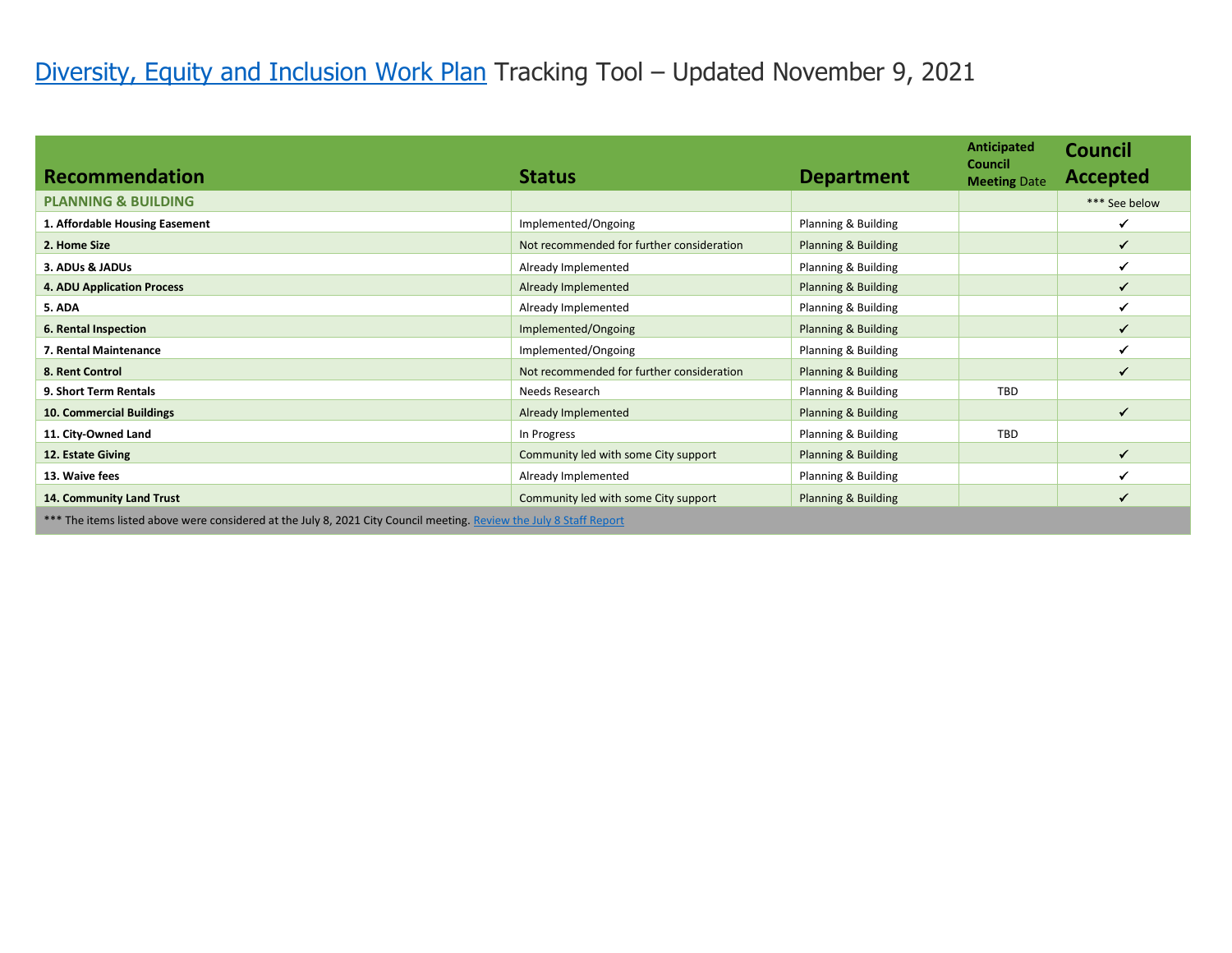# Diversity, Equity and Inclusion Work Plan Tracking Tool – Updated November 9, 2021

| Recommendation | Status | Department | Anticipated Council Meeting Date | Council Accepted |
|---|---|---|---|---|
| **PLANNING & BUILDING** | | | | *** See below |
| **1. Affordable Housing Easement** | Implemented/Ongoing | Planning & Building | | ✔ |
| **2. Home Size** | Not recommended for further consideration | Planning & Building | | ✔ |
| **3. ADUs & JADUs** | Already Implemented | Planning & Building | | ✔ |
| **4. ADU Application Process** | Already Implemented | Planning & Building | | ✔ |
| **5. ADA** | Already Implemented | Planning & Building | | ✔ |
| **6. Rental Inspection** | Implemented/Ongoing | Planning & Building | | ✔ |
| **7. Rental Maintenance** | Implemented/Ongoing | Planning & Building | | ✔ |
| **8. Rent Control** | Not recommended for further consideration | Planning & Building | | ✔ |
| **9. Short Term Rentals** | Needs Research | Planning & Building | TBD | |
| **10. Commercial Buildings** | Already Implemented | Planning & Building | | ✔ |
| **11. City-Owned Land** | In Progress | Planning & Building | TBD | |
| **12. Estate Giving** | Community led with some City support | Planning & Building | | ✔ |
| **13. Waive fees** | Already Implemented | Planning & Building | | ✔ |
| **14. Community Land Trust** | Community led with some City support | Planning & Building | | ✔ |

*** The items listed above were considered at the July 8, 2021 City Council meeting. Review the July 8 Staff Report